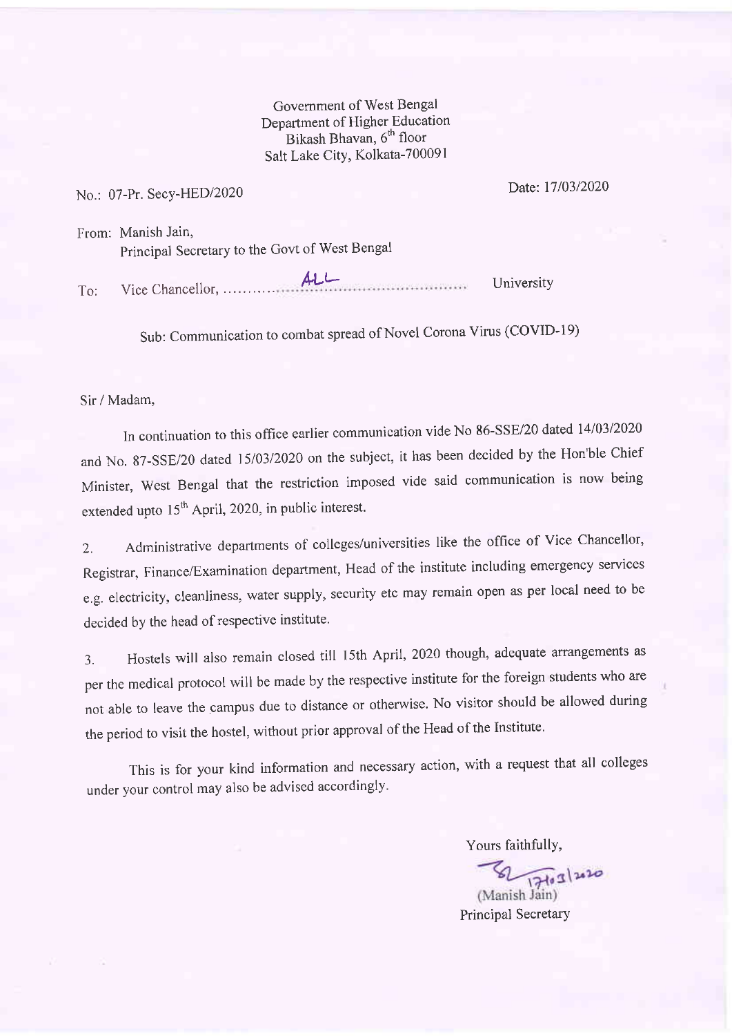Government of West Bengal
Department of Higher Education
Bikash Bhavan, 6th floor
Salt Lake City, Kolkata-700091

No.: 07-Pr. Secy-HED/2020

Date: 17/03/2020

From: Manish Jain,
Principal Secretary to the Govt of West Bengal

To: Vice Chancellor, ......ALL...... University

Sub: Communication to combat spread of Novel Corona Virus (COVID-19)

Sir / Madam,

In continuation to this office earlier communication vide No 86-SSE/20 dated 14/03/2020 and No. 87-SSE/20 dated 15/03/2020 on the subject, it has been decided by the Hon'ble Chief Minister, West Bengal that the restriction imposed vide said communication is now being extended upto 15th April, 2020, in public interest.

2. Administrative departments of colleges/universities like the office of Vice Chancellor, Registrar, Finance/Examination department, Head of the institute including emergency services e.g. electricity, cleanliness, water supply, security etc may remain open as per local need to be decided by the head of respective institute.

3. Hostels will also remain closed till 15th April, 2020 though, adequate arrangements as per the medical protocol will be made by the respective institute for the foreign students who are not able to leave the campus due to distance or otherwise. No visitor should be allowed during the period to visit the hostel, without prior approval of the Head of the Institute.

This is for your kind information and necessary action, with a request that all colleges under your control may also be advised accordingly.

Yours faithfully,

17/03/2020

(Manish Jain)
Principal Secretary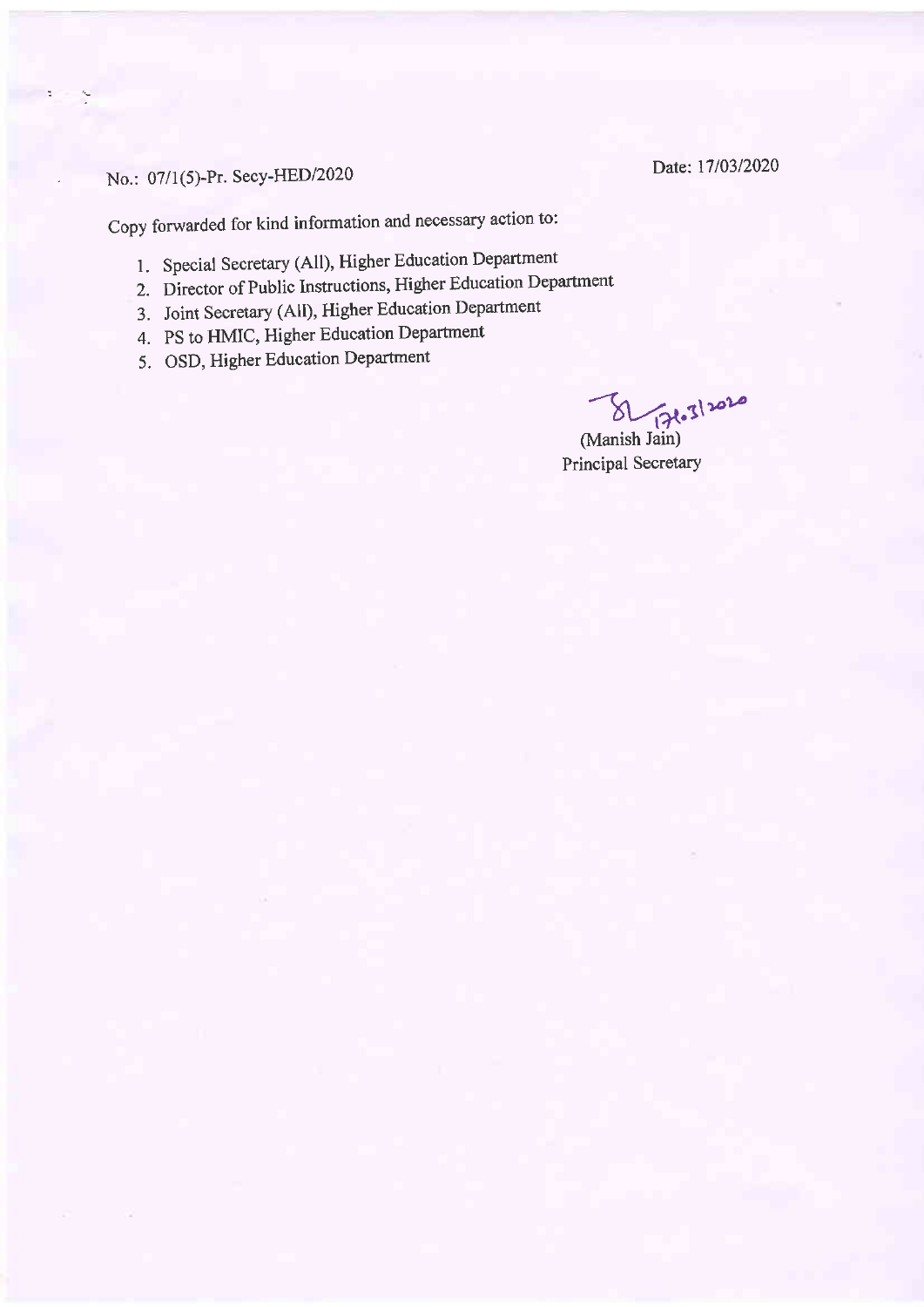No.: 07/1(5)-Pr. Secy-HED/2020

Date: 17/03/2020

Copy forwarded for kind information and necessary action to:

1. Special Secretary (All), Higher Education Department
2. Director of Public Instructions, Higher Education Department
3. Joint Secretary (All), Higher Education Department
4. PS to HMIC, Higher Education Department
5. OSD, Higher Education Department

17.03.2020

(Manish Jain)
Principal Secretary